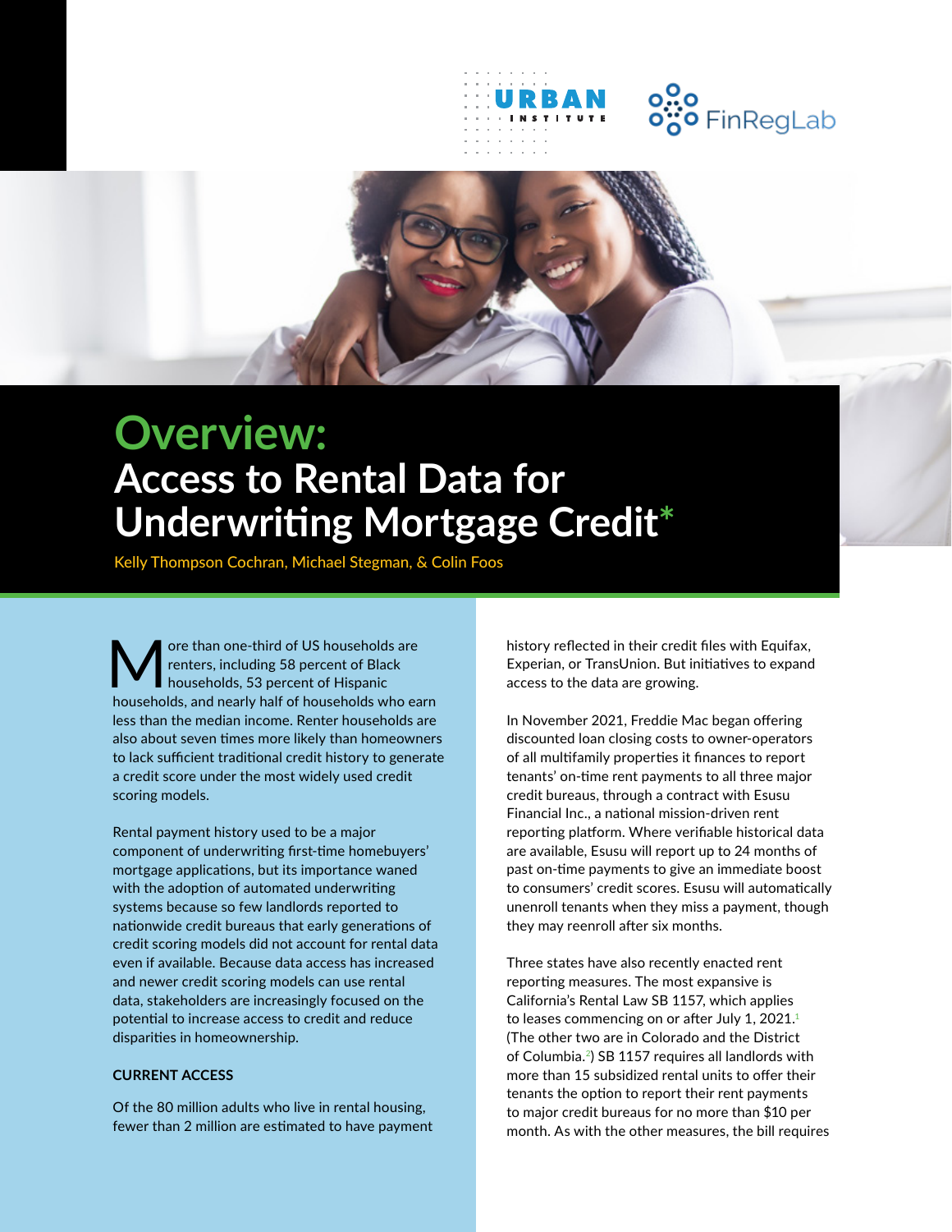# Overview: Access to Rental Data for Underwriting Mortgage Credit*

Kelly Thompson Cochran, Michael Stegman, & Colin Foos

More than one-third of US households are renters, including 58 percent of Black households, 53 percent of Hispanic households, and nearly half of households who earn less than the median income. Renter households are also about seven times more likely than homeowners to lack sufficient traditional credit history to generate a credit score under the most widely used credit scoring models.

Rental payment history used to be a major component of underwriting first-time homebuyers' mortgage applications, but its importance waned with the adoption of automated underwriting systems because so few landlords reported to nationwide credit bureaus that early generations of credit scoring models did not account for rental data even if available. Because data access has increased and newer credit scoring models can use rental data, stakeholders are increasingly focused on the potential to increase access to credit and reduce disparities in homeownership.

## CURRENT ACCESS

Of the 80 million adults who live in rental housing, fewer than 2 million are estimated to have payment history reflected in their credit files with Equifax, Experian, or TransUnion. But initiatives to expand access to the data are growing.

In November 2021, Freddie Mac began offering discounted loan closing costs to owner-operators of all multifamily properties it finances to report tenants' on-time rent payments to all three major credit bureaus, through a contract with Esusu Financial Inc., a national mission-driven rent reporting platform. Where verifiable historical data are available, Esusu will report up to 24 months of past on-time payments to give an immediate boost to consumers' credit scores. Esusu will automatically unenroll tenants when they miss a payment, though they may reenroll after six months.

Three states have also recently enacted rent reporting measures. The most expansive is California's Rental Law SB 1157, which applies to leases commencing on or after July 1, 2021.[1] (The other two are in Colorado and the District of Columbia.[2]) SB 1157 requires all landlords with more than 15 subsidized rental units to offer their tenants the option to report their rent payments to major credit bureaus for no more than $10 per month. As with the other measures, the bill requires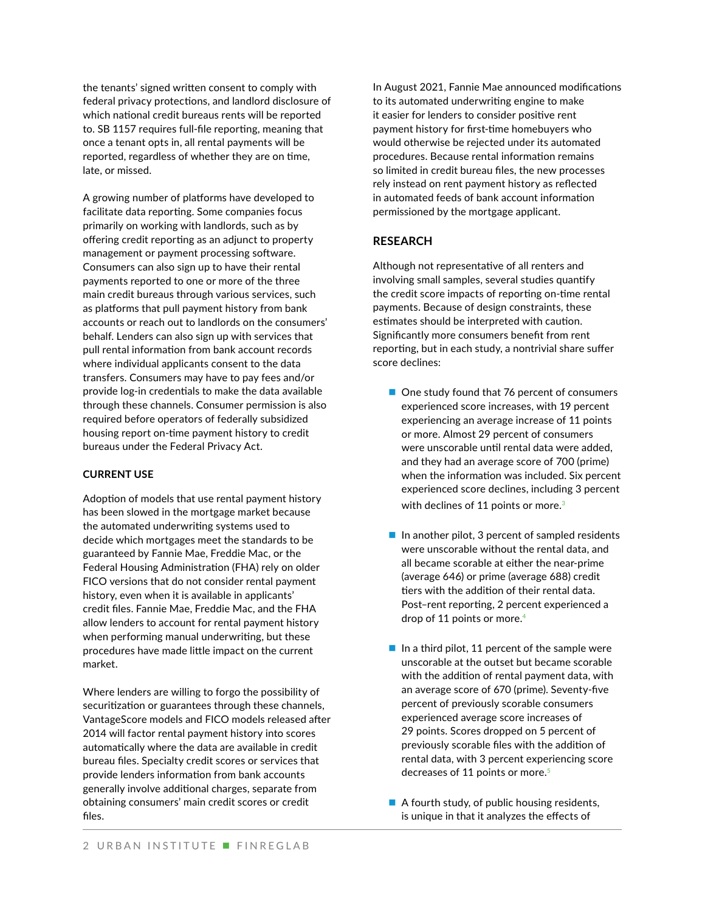the tenants' signed written consent to comply with federal privacy protections, and landlord disclosure of which national credit bureaus rents will be reported to. SB 1157 requires full-file reporting, meaning that once a tenant opts in, all rental payments will be reported, regardless of whether they are on time, late, or missed.

A growing number of platforms have developed to facilitate data reporting. Some companies focus primarily on working with landlords, such as by offering credit reporting as an adjunct to property management or payment processing software. Consumers can also sign up to have their rental payments reported to one or more of the three main credit bureaus through various services, such as platforms that pull payment history from bank accounts or reach out to landlords on the consumers' behalf. Lenders can also sign up with services that pull rental information from bank account records where individual applicants consent to the data transfers. Consumers may have to pay fees and/or provide log-in credentials to make the data available through these channels. Consumer permission is also required before operators of federally subsidized housing report on-time payment history to credit bureaus under the Federal Privacy Act.

### CURRENT USE

Adoption of models that use rental payment history has been slowed in the mortgage market because the automated underwriting systems used to decide which mortgages meet the standards to be guaranteed by Fannie Mae, Freddie Mac, or the Federal Housing Administration (FHA) rely on older FICO versions that do not consider rental payment history, even when it is available in applicants' credit files. Fannie Mae, Freddie Mac, and the FHA allow lenders to account for rental payment history when performing manual underwriting, but these procedures have made little impact on the current market.

Where lenders are willing to forgo the possibility of securitization or guarantees through these channels, VantageScore models and FICO models released after 2014 will factor rental payment history into scores automatically where the data are available in credit bureau files. Specialty credit scores or services that provide lenders information from bank accounts generally involve additional charges, separate from obtaining consumers' main credit scores or credit files.

In August 2021, Fannie Mae announced modifications to its automated underwriting engine to make it easier for lenders to consider positive rent payment history for first-time homebuyers who would otherwise be rejected under its automated procedures. Because rental information remains so limited in credit bureau files, the new processes rely instead on rent payment history as reflected in automated feeds of bank account information permissioned by the mortgage applicant.

### RESEARCH

Although not representative of all renters and involving small samples, several studies quantify the credit score impacts of reporting on-time rental payments. Because of design constraints, these estimates should be interpreted with caution. Significantly more consumers benefit from rent reporting, but in each study, a nontrivial share suffer score declines:

- One study found that 76 percent of consumers experienced score increases, with 19 percent experiencing an average increase of 11 points or more. Almost 29 percent of consumers were unscorable until rental data were added, and they had an average score of 700 (prime) when the information was included. Six percent experienced score declines, including 3 percent with declines of 11 points or more.[3]
- In another pilot, 3 percent of sampled residents were unscorable without the rental data, and all became scorable at either the near-prime (average 646) or prime (average 688) credit tiers with the addition of their rental data. Post–rent reporting, 2 percent experienced a drop of 11 points or more.[4]
- In a third pilot, 11 percent of the sample were unscorable at the outset but became scorable with the addition of rental payment data, with an average score of 670 (prime). Seventy-five percent of previously scorable consumers experienced average score increases of 29 points. Scores dropped on 5 percent of previously scorable files with the addition of rental data, with 3 percent experiencing score decreases of 11 points or more.[5]
- A fourth study, of public housing residents, is unique in that it analyzes the effects of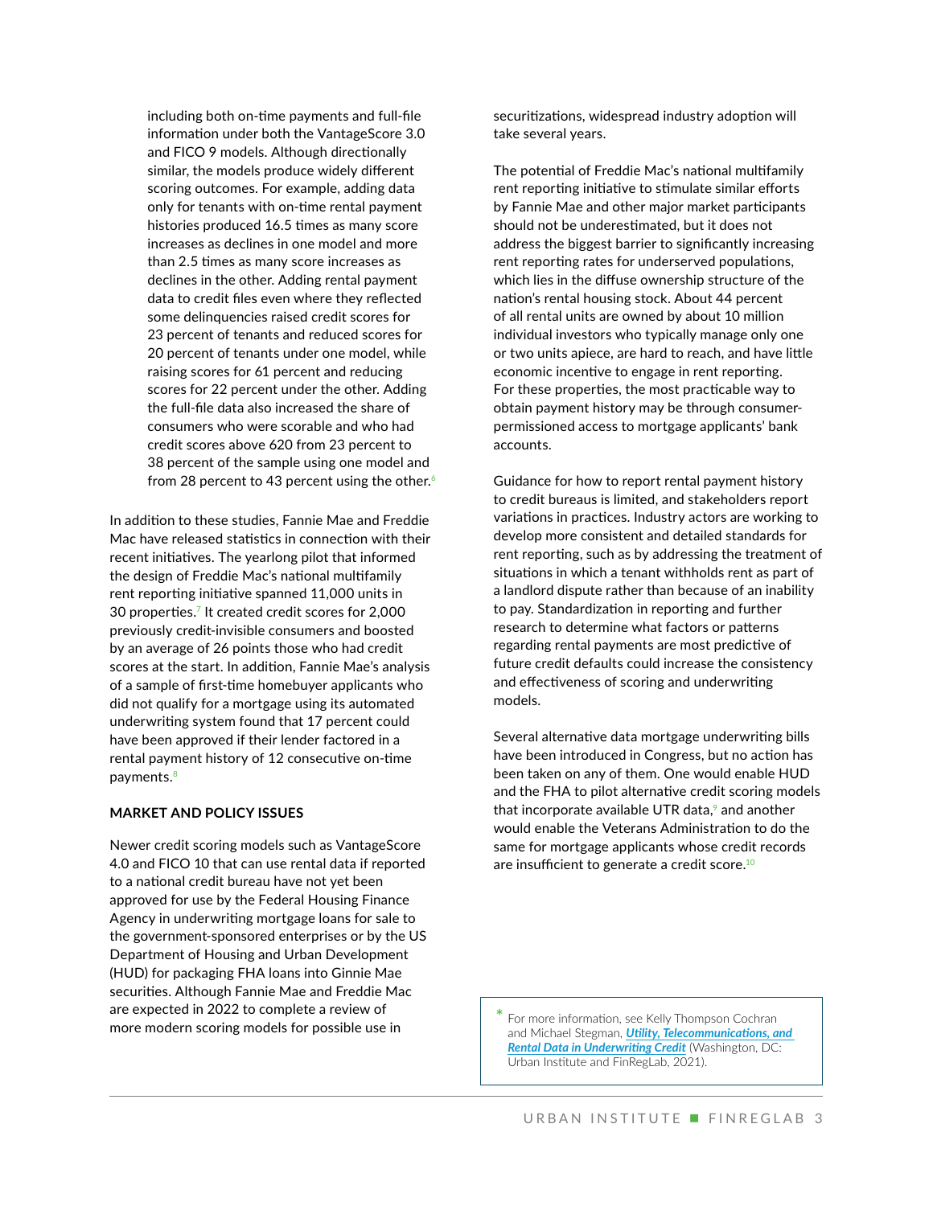including both on-time payments and full-file information under both the VantageScore 3.0 and FICO 9 models. Although directionally similar, the models produce widely different scoring outcomes. For example, adding data only for tenants with on-time rental payment histories produced 16.5 times as many score increases as declines in one model and more than 2.5 times as many score increases as declines in the other. Adding rental payment data to credit files even where they reflected some delinquencies raised credit scores for 23 percent of tenants and reduced scores for 20 percent of tenants under one model, while raising scores for 61 percent and reducing scores for 22 percent under the other. Adding the full-file data also increased the share of consumers who were scorable and who had credit scores above 620 from 23 percent to 38 percent of the sample using one model and from 28 percent to 43 percent using the other.[6]

In addition to these studies, Fannie Mae and Freddie Mac have released statistics in connection with their recent initiatives. The yearlong pilot that informed the design of Freddie Mac's national multifamily rent reporting initiative spanned 11,000 units in 30 properties.[7] It created credit scores for 2,000 previously credit-invisible consumers and boosted by an average of 26 points those who had credit scores at the start. In addition, Fannie Mae's analysis of a sample of first-time homebuyer applicants who did not qualify for a mortgage using its automated underwriting system found that 17 percent could have been approved if their lender factored in a rental payment history of 12 consecutive on-time payments.[8]

**MARKET AND POLICY ISSUES**

Newer credit scoring models such as VantageScore 4.0 and FICO 10 that can use rental data if reported to a national credit bureau have not yet been approved for use by the Federal Housing Finance Agency in underwriting mortgage loans for sale to the government-sponsored enterprises or by the US Department of Housing and Urban Development (HUD) for packaging FHA loans into Ginnie Mae securities. Although Fannie Mae and Freddie Mac are expected in 2022 to complete a review of more modern scoring models for possible use in securitizations, widespread industry adoption will take several years.

The potential of Freddie Mac's national multifamily rent reporting initiative to stimulate similar efforts by Fannie Mae and other major market participants should not be underestimated, but it does not address the biggest barrier to significantly increasing rent reporting rates for underserved populations, which lies in the diffuse ownership structure of the nation's rental housing stock. About 44 percent of all rental units are owned by about 10 million individual investors who typically manage only one or two units apiece, are hard to reach, and have little economic incentive to engage in rent reporting. For these properties, the most practicable way to obtain payment history may be through consumer-permissioned access to mortgage applicants' bank accounts.

Guidance for how to report rental payment history to credit bureaus is limited, and stakeholders report variations in practices. Industry actors are working to develop more consistent and detailed standards for rent reporting, such as by addressing the treatment of situations in which a tenant withholds rent as part of a landlord dispute rather than because of an inability to pay. Standardization in reporting and further research to determine what factors or patterns regarding rental payments are most predictive of future credit defaults could increase the consistency and effectiveness of scoring and underwriting models.

Several alternative data mortgage underwriting bills have been introduced in Congress, but no action has been taken on any of them. One would enable HUD and the FHA to pilot alternative credit scoring models that incorporate available UTR data,[9] and another would enable the Veterans Administration to do the same for mortgage applicants whose credit records are insufficient to generate a credit score.[10]

* For more information, see Kelly Thompson Cochran and Michael Stegman, ***Utility, Telecommunications, and Rental Data in Underwriting Credit*** (Washington, DC: Urban Institute and FinRegLab, 2021).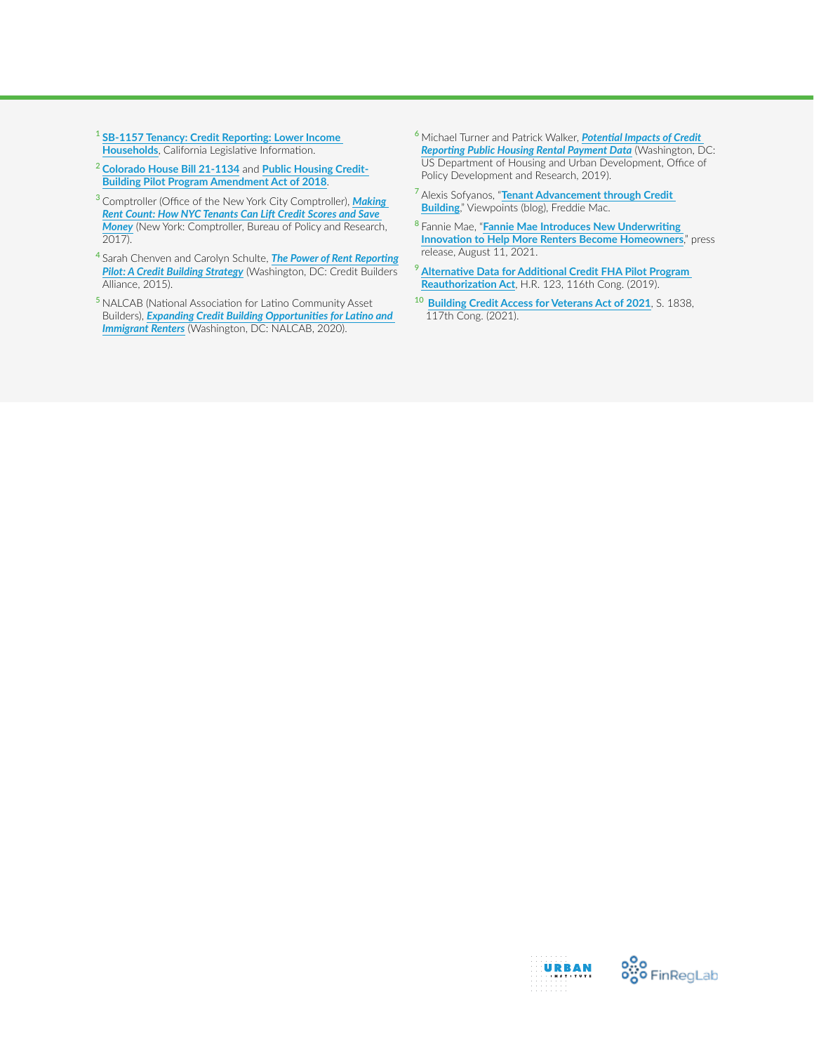[1] **SB-1157 Tenancy: Credit Reporting: Lower Income Households**, California Legislative Information.

[2] **Colorado House Bill 21-1134** and **Public Housing Credit-Building Pilot Program Amendment Act of 2018**.

[3] Comptroller (Office of the New York City Comptroller), ***Making Rent Count: How NYC Tenants Can Lift Credit Scores and Save Money*** (New York: Comptroller, Bureau of Policy and Research, 2017).

[4] Sarah Chenven and Carolyn Schulte, ***The Power of Rent Reporting Pilot: A Credit Building Strategy*** (Washington, DC: Credit Builders Alliance, 2015).

[5] NALCAB (National Association for Latino Community Asset Builders), ***Expanding Credit Building Opportunities for Latino and Immigrant Renters*** (Washington, DC: NALCAB, 2020).

[6] Michael Turner and Patrick Walker, ***Potential Impacts of Credit Reporting Public Housing Rental Payment Data*** (Washington, DC: US Department of Housing and Urban Development, Office of Policy Development and Research, 2019).

[7] Alexis Sofyanos, "**Tenant Advancement through Credit Building**," Viewpoints (blog), Freddie Mac.

[8] Fannie Mae, "**Fannie Mae Introduces New Underwriting Innovation to Help More Renters Become Homeowners**," press release, August 11, 2021.

[9] **Alternative Data for Additional Credit FHA Pilot Program Reauthorization Act**, H.R. 123, 116th Cong. (2019).

[10] **Building Credit Access for Veterans Act of 2021**, S. 1838, 117th Cong. (2021).